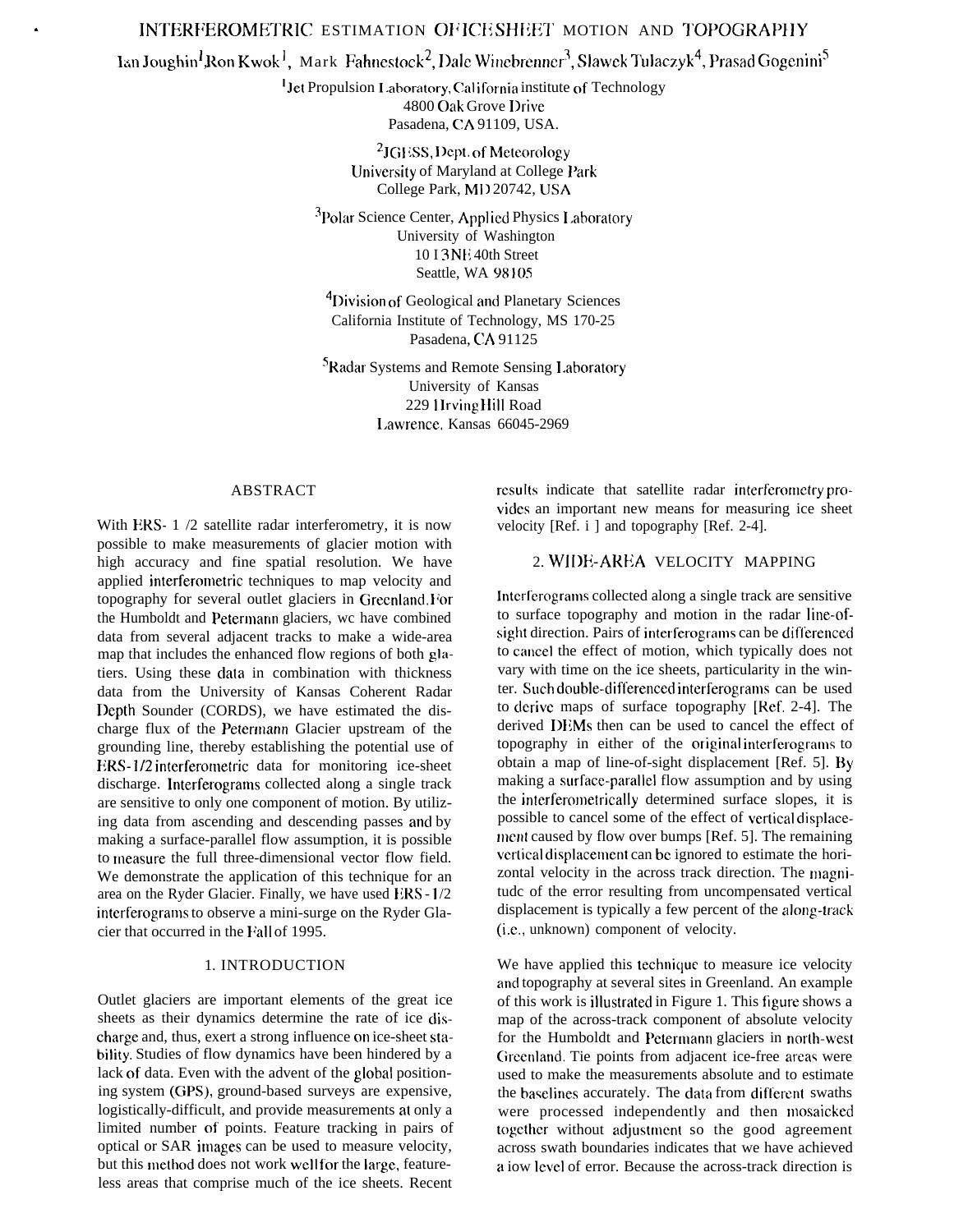# INTERFEROMETRIC ESTIMATION OF ICE SHEET MOTION AND TOPOGRAPHY

Ian Joughin[1], Ron Kwok[1], Mark Fahnestock[2], Dale Winebrenner[3], Slawek Tulaczyk[4], Prasad Gogenini[5]

[1]Jet Propulsion Laboratory, California institute of Technology
4800 Oak Grove Drive
Pasadena, CA 91109, USA.

[2]JCESS, Dept. of Meteorology
University of Maryland at College Park
College Park, MD 20742, USA

[3]Polar Science Center, Applied Physics Laboratory
University of Washington
1013 NE 40th Street
Seattle, WA 98105

[4]Division of Geological and Planetary Sciences
California Institute of Technology, MS 170-25
Pasadena, CA 91125

[5]Radar Systems and Remote Sensing Laboratory
University of Kansas
2291 Irving Hill Road
Lawrence, Kansas 66045-2969

## ABSTRACT

With ERS-1/2 satellite radar interferometry, it is now possible to make measurements of glacier motion with high accuracy and fine spatial resolution. We have applied interferometric techniques to map velocity and topography for several outlet glaciers in Greenland. For the Humboldt and Petermann glaciers, we have combined data from several adjacent tracks to make a wide-area map that includes the enhanced flow regions of both glaciers. Using these data in combination with thickness data from the University of Kansas Coherent Radar Depth Sounder (CORDS), we have estimated the discharge flux of the Petermann Glacier upstream of the grounding line, thereby establishing the potential use of ERS-1/2 interferometric data for monitoring ice-sheet discharge. Interferograms collected along a single track are sensitive to only one component of motion. By utilizing data from ascending and descending passes and by making a surface-parallel flow assumption, it is possible to measure the full three-dimensional vector flow field. We demonstrate the application of this technique for an area on the Ryder Glacier. Finally, we have used ERS-1/2 interferograms to observe a mini-surge on the Ryder Glacier that occurred in the Fall of 1995.

## 1. INTRODUCTION

Outlet glaciers are important elements of the great ice sheets as their dynamics determine the rate of ice discharge and, thus, exert a strong influence on ice-sheet stability. Studies of flow dynamics have been hindered by a lack of data. Even with the advent of the global positioning system (GPS), ground-based surveys are expensive, logistically-difficult, and provide measurements at only a limited number of points. Feature tracking in pairs of optical or SAR images can be used to measure velocity, but this method does not work well for the large, featureless areas that comprise much of the ice sheets. Recent results indicate that satellite radar interferometry provides an important new means for measuring ice sheet velocity [Ref. 1] and topography [Ref. 2-4].

## 2. WIDE-AREA VELOCITY MAPPING

Interferograms collected along a single track are sensitive to surface topography and motion in the radar line-of-sight direction. Pairs of interferograms can be differenced to cancel the effect of motion, which typically does not vary with time on the ice sheets, particularity in the winter. Such double-differenced interferograms can be used to derive maps of surface topography [Ref. 2-4]. The derived DEMs then can be used to cancel the effect of topography in either of the original interferograms to obtain a map of line-of-sight displacement [Ref. 5]. By making a surface-parallel flow assumption and by using the interferometrically determined surface slopes, it is possible to cancel some of the effect of vertical displacement caused by flow over bumps [Ref. 5]. The remaining vertical displacement can be ignored to estimate the horizontal velocity in the across track direction. The magnitude of the error resulting from uncompensated vertical displacement is typically a few percent of the along-track (i.e., unknown) component of velocity.

We have applied this technique to measure ice velocity and topography at several sites in Greenland. An example of this work is illustrated in Figure 1. This figure shows a map of the across-track component of absolute velocity for the Humboldt and Petermann glaciers in north-west Greenland. Tie points from adjacent ice-free areas were used to make the measurements absolute and to estimate the baselines accurately. The data from different swaths were processed independently and then mosaicked together without adjustment so the good agreement across swath boundaries indicates that we have achieved a low level of error. Because the across-track direction is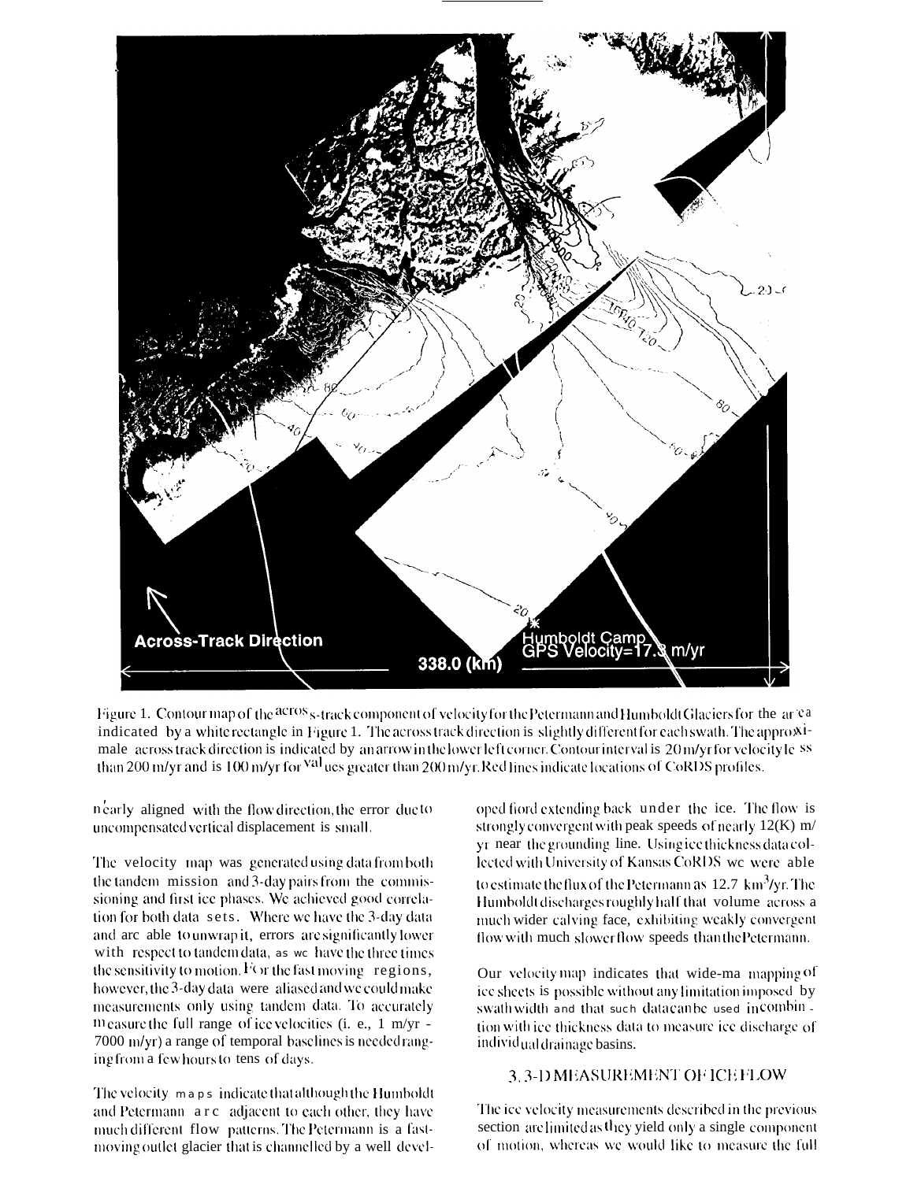Figure 1. Contour map of the across-track component of velocity for the Petermann and Humboldt Glaciers for the area indicated by a white rectangle in Figure 1. The across track direction is slightly different for each swath. The approximate across track direction is indicated by an arrow in the lower left corner. Contour interval is 20 m/yr for velocity less than 200 m/yr and is 100 m/yr for values greater than 200 m/yr. Red lines indicate locations of CoRDS profiles.

nearly aligned with the flow direction, the error due to uncompensated vertical displacement is small.

The velocity map was generated using data from both the tandem mission and 3-day pairs from the commissioning and first ice phases. We achieved good correlation for both data sets. Where we have the 3-day data and are able to unwrap it, errors are significantly lower with respect to tandem data, as we have the three times the sensitivity to motion. For the fast moving regions, however, the 3-day data were aliased and we could make measurements only using tandem data. To accurately measure the full range of ice velocities (i. e., 1 m/yr - 7000 m/yr) a range of temporal baselines is needed ranging from a few hours to tens of days.

The velocity maps indicate that although the Humboldt and Petermann are adjacent to each other, they have much different flow patterns. The Petermann is a fast-moving outlet glacier that is channelled by a well developed fiord extending back under the ice. The flow is strongly convergent with peak speeds of nearly 12(K) m/yr near the grounding line. Using ice thickness data collected with University of Kansas CoRDS we were able to estimate the flux of the Petermann as 12.7 $km^3$/yr. The Humboldt discharges roughly half that volume across a much wider calving face, exhibiting weakly convergent flow with much slower flow speeds than the Petermann.

Our velocity map indicates that wide-ma mapping of ice sheets is possible without any limitation imposed by swath width and that such data can be used in combination with ice thickness data to measure ice discharge of individual drainage basins.

## 3. 3-D MEASUREMENT OF ICE FLOW

The ice velocity measurements described in the previous section are limited as they yield only a single component of motion, whereas we would like to measure the full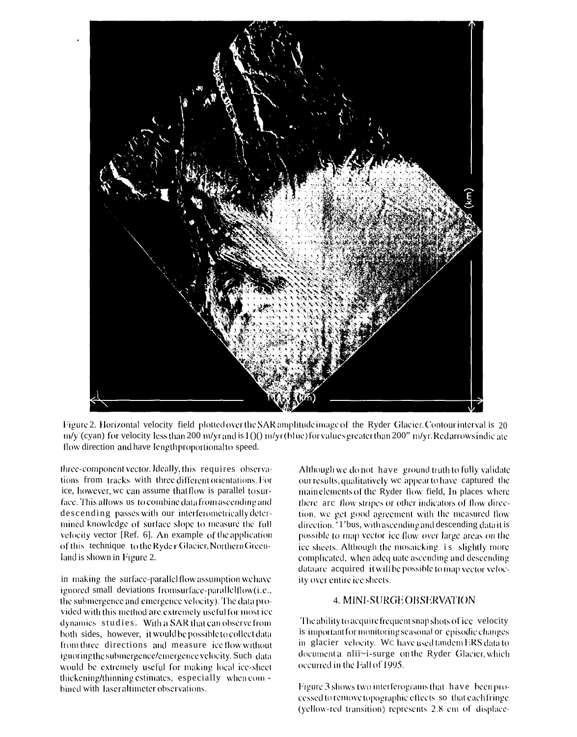Figure 2. Horizontal velocity field plotted over the SAR amplitude image of the Ryder Glacier. Contour interval is 20 m/y (cyan) for velocity less than 200 m/yr and is 100 m/yr (blue) for values greater than 200" m/yr. Red arrows indicate flow direction and have length proportional to speed.

three-component vector. Ideally, this requires observations from tracks with three different orientations. For ice, however, we can assume that flow is parallel to surface. This allows us to combine data from ascending and descending passes with our interferometrically determined knowledge of surface slope to measure the full velocity vector [Ref. 6]. An example of the application of this technique to the Ryder Glacier, Northern Greenland is shown in Figure 2.

in making the surface-parallel flow assumption we have ignored small deviations from surface-parallel flow (i.e., the submergence and emergence velocity). The data provided with this method are extremely useful for most ice dynamics studies. With a SAR that can observe from both sides, however, it would be possible to collect data from three directions and measure ice flow without ignoring the submergence/emergence velocity. Such data would be extremely useful for making local ice-sheet thickening/thinning estimates, especially when combined with laser altimeter observations.

Although we do not have ground truth to fully validate our results, qualitatively we appear to have captured the main elements of the Ryder flow field, In places where there are flow stripes or other indicators of flow direction, we get good agreement with the measured flow direction. 'I'bus, with ascending and descending data it is possible to map vector ice flow over large areas on the ice sheets. Although the mosaicking is slightly more complicated, when adequate ascending and descending data are acquired it will be possible to map vector velocity over entire ice sheets.

## 4. MINI-SURGE OBSERVATION

The ability to acquire frequent snap shots of ice velocity is important for monitoring seasonal or episodic changes in glacier velocity. We have used tandem ERS data to document a mini-surge on the Ryder Glacier, which occurred in the Fall of 1995.

Figure 3 shows two interferograms that have been processed to remove topographic effects so that each fringe (yellow-red transition) represents 2.8 cm of displace-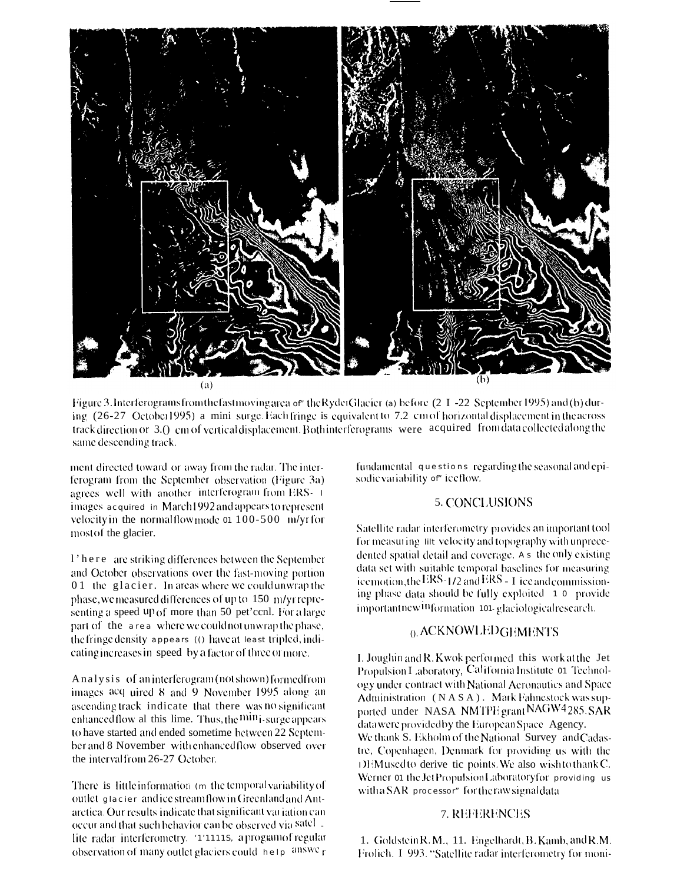(a) (b)

Figure 3. Interferograms from the fast moving area of the Ryder Glacier (a) before (21-22 September 1995) and (b) during (26-27 October 1995) a mini surge. Each fringe is equivalent to 7.2 cm of horizontal displacement in the across track direction or 3.0 cm of vertical displacement. Both interferograms were acquired from data collected along the same descending track.

ment directed toward or away from the radar. The interferogram from the September observation (Figure 3a) agrees well with another interferogram from ERS-1 images acquired in March 1992 and appears to represent velocity in the normal flow mode of 100-500 m/yr for most of the glacier.

There are striking differences between the September and October observations over the fast-moving portion of the glacier. In areas where we could unwrap the phase, we measured differences of up to 150 m/yr representing a speed up of more than 50 percent. For a large part of the area where we could not unwrap the phase, the fringe density appears to have at least tripled, indicating increases in speed by a factor of three or more.

Analysis of an interferogram (not shown) formed from images acquired 8 and 9 November 1995 along an ascending track indicate that there was no significant enhanced flow at this time. Thus, the mini-surge appears to have started and ended sometime between 22 September and 8 November with enhanced flow observed over the interval from 26-27 October.

There is little information on the temporal variability of outlet glacier and ice stream flow in Greenland and Antarctica. Our results indicate that significant variation can occur and that such behavior can be observed via satellite radar interferometry. Thus, a program of regular observation of many outlet glaciers could help answer fundamental questions regarding the seasonal and episodic variability of ice flow.

## 5. CONCLUSIONS

Satellite radar interferometry provides an important tool for measuring ice velocity and topography with unprecedented spatial detail and coverage. As the only existing data set with suitable temporal baselines for measuring ice motion, the ERS-1/2 and ERS-1 ice and commissioning phase data should be fully exploited to provide important new information for glaciological research.

## 6. ACKNOWLEDGEMENTS

I. Joughin and R. Kwok performed this work at the Jet Propulsion Laboratory, California Institute of Technology under contract with National Aeronautics and Space Administration (NASA). Mark Fahnestock was supported under NASA NMTPE grant NAGW4285. SAR data were provided by the European Space Agency. We thank S. Ekholm of the National Survey and Cadastre, Copenhagen, Denmark for providing us with the DEM used to derive tie points. We also wish to thank C. Werner of the Jet Propulsion Laboratory for providing us with a SAR processor for the raw signal data

## 7. REFERENCES

1. Goldstein R. M., H. Engelhardt, B. Kamb, and R. M. Frolich. 1993. "Satellite radar interferometry for moni-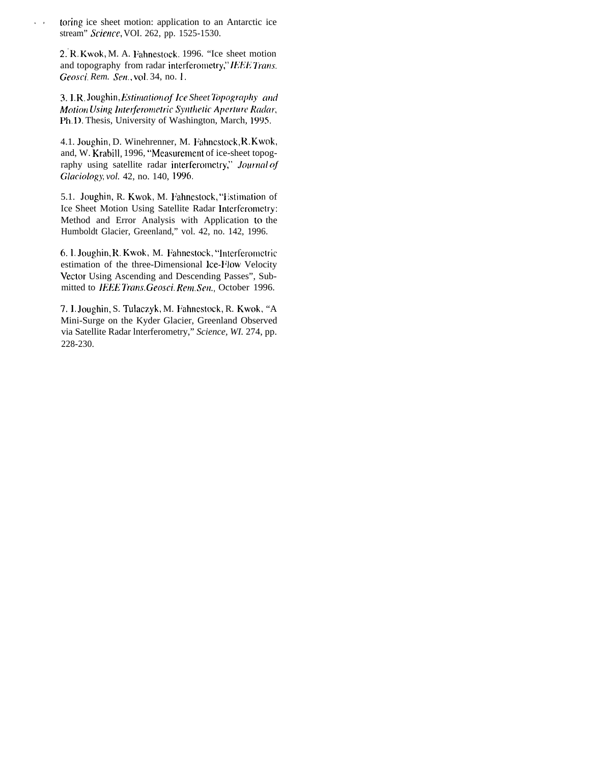toring ice sheet motion: application to an Antarctic ice stream" *Science*, VOI. 262, pp. 1525-1530.

2. R. Kwok, M. A. Fahnestock. 1996. "Ice sheet motion and topography from radar interferometry," *IEEE Trans. Geosci. Rem. Sen.*, vol. 34, no. 1.

3. I.R. Joughin, *Estimation of Ice Sheet Topography and Motion Using Interferometric Synthetic Aperture Radar*, Ph.D. Thesis, University of Washington, March, 1995.

4.1. Joughin, D. Winehrenner, M. Fahnestock, R. Kwok, and, W. Krabill, 1996, "Measurement of ice-sheet topography using satellite radar interferometry," *Journal of Glaciology, vol.* 42, no. 140, 1996.

5.1. Joughin, R. Kwok, M. Fahnestock, "Estimation of Ice Sheet Motion Using Satellite Radar Interferometry: Method and Error Analysis with Application to the Humboldt Glacier, Greenland," vol. 42, no. 142, 1996.

6. I. Joughin, R. Kwok, M. Fahnestock, "Interferometric estimation of the three-Dimensional Ice-Flow Velocity Vector Using Ascending and Descending Passes", Submitted to *IEEE Trans. Geosci. Rem. Sen.,* October 1996.

7. I. Joughin, S. Tulaczyk, M. Fahnestock, R. Kwok, "A Mini-Surge on the Kyder Glacier, Greenland Observed via Satellite Radar lnterferometry," *Science, WI.* 274, pp. 228-230.